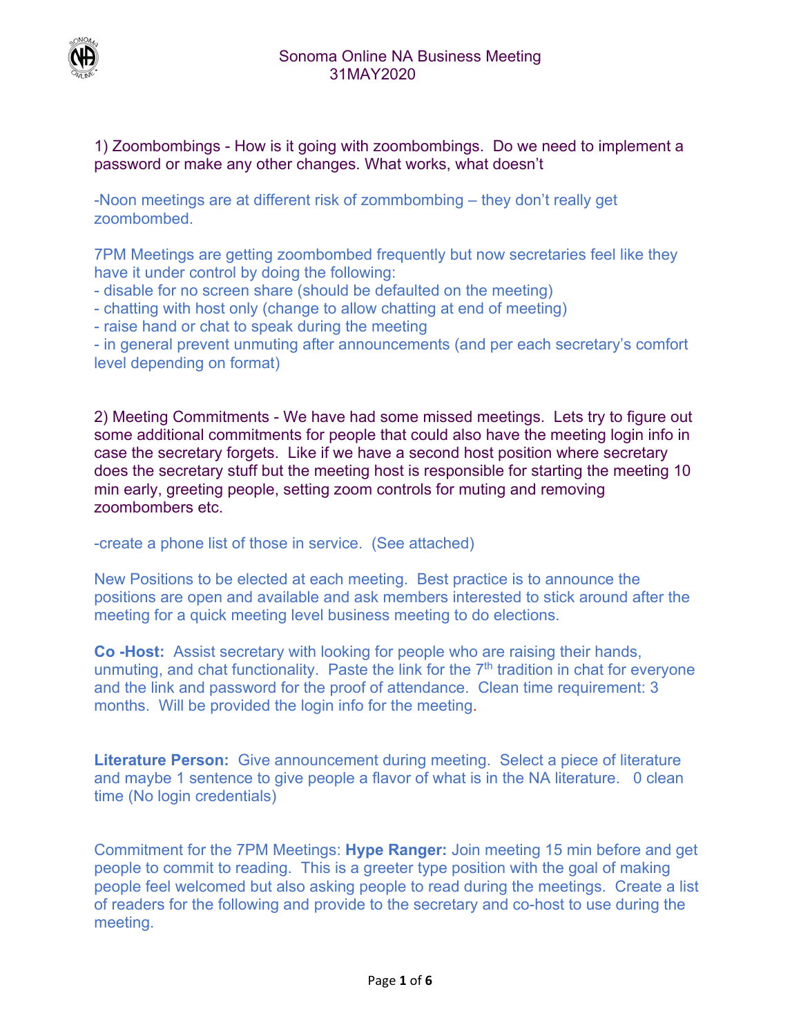# Sonoma Online NA Business Meeting
## 31MAY2020

1) Zoombombings - How is it going with zoombombings. Do we need to implement a password or make any other changes. What works, what doesn't

-Noon meetings are at different risk of zommbombing – they don't really get zoombombed.

7PM Meetings are getting zoombombed frequently but now secretaries feel like they have it under control by doing the following:
- disable for no screen share (should be defaulted on the meeting)
- chatting with host only (change to allow chatting at end of meeting)
- raise hand or chat to speak during the meeting
- in general prevent unmuting after announcements (and per each secretary's comfort level depending on format)

2) Meeting Commitments - We have had some missed meetings. Lets try to figure out some additional commitments for people that could also have the meeting login info in case the secretary forgets. Like if we have a second host position where secretary does the secretary stuff but the meeting host is responsible for starting the meeting 10 min early, greeting people, setting zoom controls for muting and removing zoombombers etc.

-create a phone list of those in service. (See attached)

New Positions to be elected at each meeting. Best practice is to announce the positions are open and available and ask members interested to stick around after the meeting for a quick meeting level business meeting to do elections.

**Co -Host:** Assist secretary with looking for people who are raising their hands, unmuting, and chat functionality. Paste the link for the 7th tradition in chat for everyone and the link and password for the proof of attendance. Clean time requirement: 3 months. Will be provided the login info for the meeting.

**Literature Person:** Give announcement during meeting. Select a piece of literature and maybe 1 sentence to give people a flavor of what is in the NA literature. 0 clean time (No login credentials)

Commitment for the 7PM Meetings: **Hype Ranger:** Join meeting 15 min before and get people to commit to reading. This is a greeter type position with the goal of making people feel welcomed but also asking people to read during the meetings. Create a list of readers for the following and provide to the secretary and co-host to use during the meeting.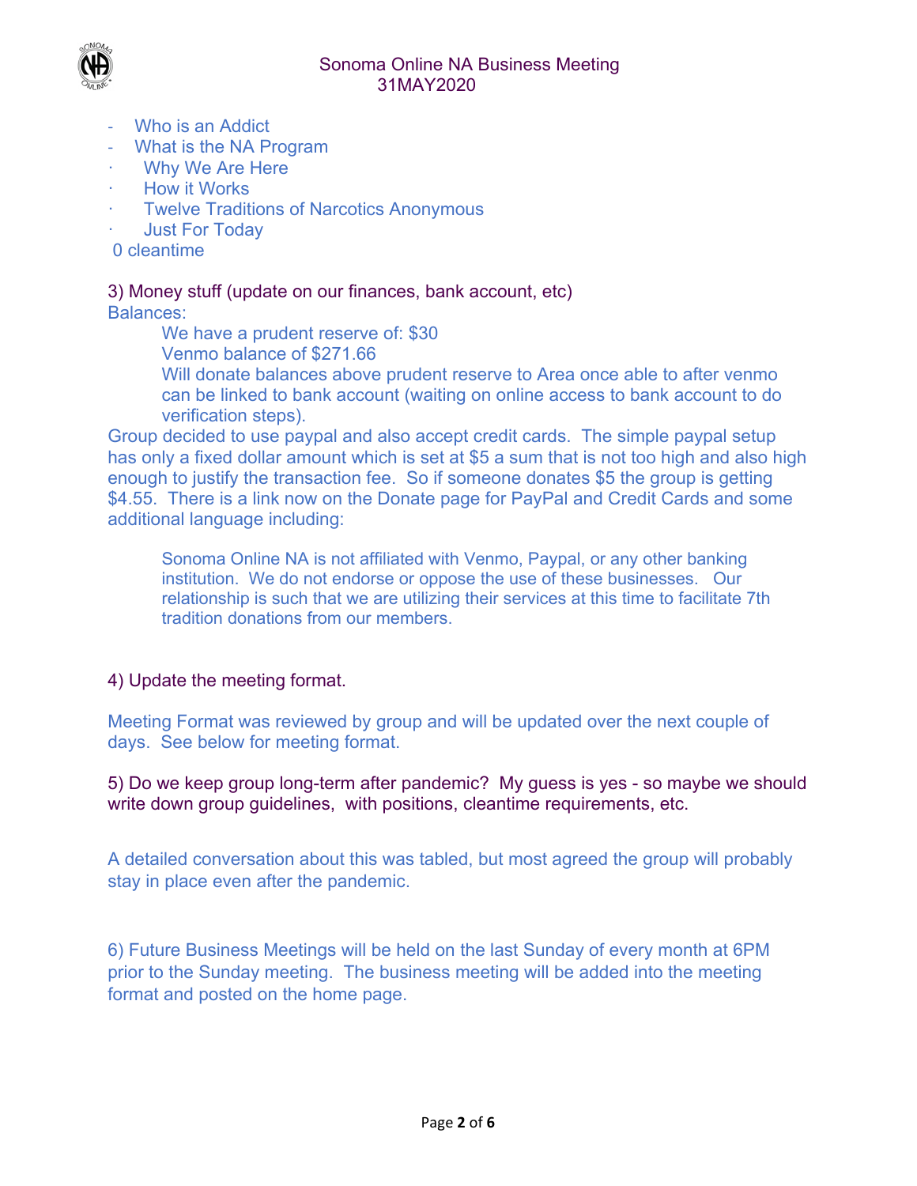- Who is an Addict
- What is the NA Program
- Why We Are Here
- How it Works
- Twelve Traditions of Narcotics Anonymous
- Just For Today

0 cleantime

3) Money stuff (update on our finances, bank account, etc)

Balances:

> We have a prudent reserve of: $30
> Venmo balance of $271.66
> Will donate balances above prudent reserve to Area once able to after venmo can be linked to bank account (waiting on online access to bank account to do verification steps).

Group decided to use paypal and also accept credit cards. The simple paypal setup has only a fixed dollar amount which is set at $5 a sum that is not too high and also high enough to justify the transaction fee. So if someone donates $5 the group is getting $4.55. There is a link now on the Donate page for PayPal and Credit Cards and some additional language including:

> Sonoma Online NA is not affiliated with Venmo, Paypal, or any other banking institution. We do not endorse or oppose the use of these businesses. Our relationship is such that we are utilizing their services at this time to facilitate 7th tradition donations from our members.

4) Update the meeting format.

Meeting Format was reviewed by group and will be updated over the next couple of days. See below for meeting format.

5) Do we keep group long-term after pandemic? My guess is yes - so maybe we should write down group guidelines, with positions, cleantime requirements, etc.

A detailed conversation about this was tabled, but most agreed the group will probably stay in place even after the pandemic.

6) Future Business Meetings will be held on the last Sunday of every month at 6PM prior to the Sunday meeting. The business meeting will be added into the meeting format and posted on the home page.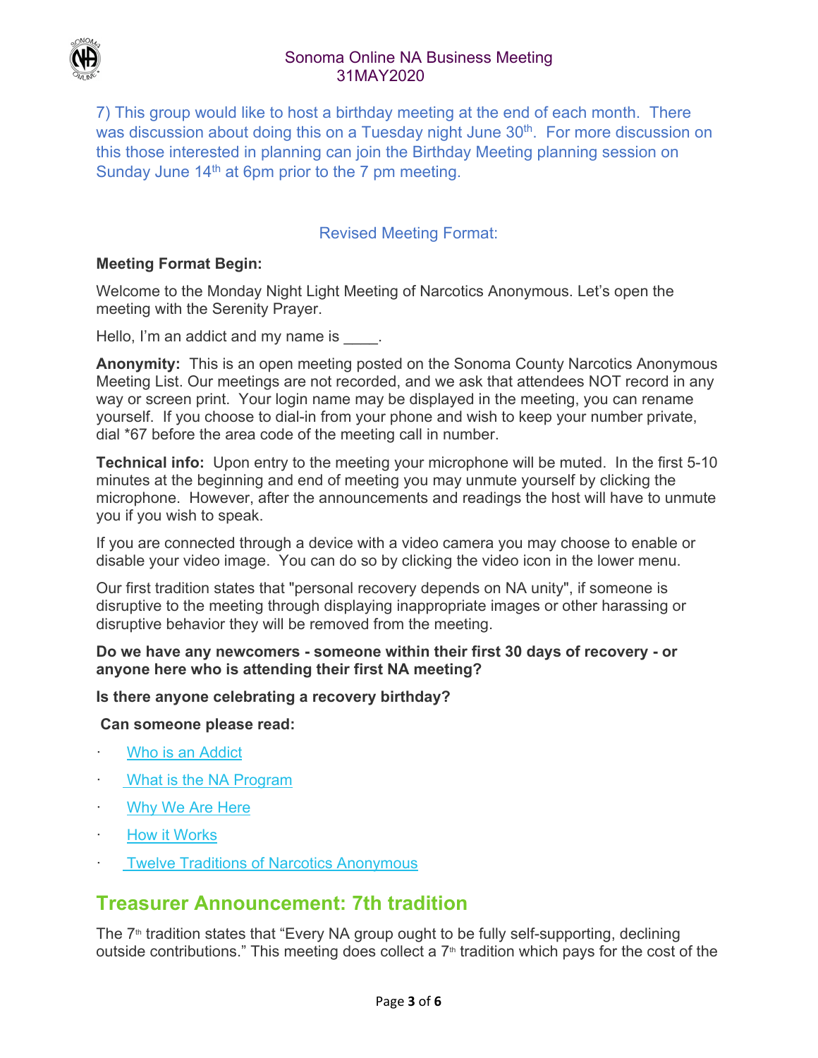7) This group would like to host a birthday meeting at the end of each month. There was discussion about doing this on a Tuesday night June 30th. For more discussion on this those interested in planning can join the Birthday Meeting planning session on Sunday June 14th at 6pm prior to the 7 pm meeting.

## Revised Meeting Format:

**Meeting Format Begin:**

Welcome to the Monday Night Light Meeting of Narcotics Anonymous. Let's open the meeting with the Serenity Prayer.

Hello, I'm an addict and my name is ____.

**Anonymity:** This is an open meeting posted on the Sonoma County Narcotics Anonymous Meeting List. Our meetings are not recorded, and we ask that attendees NOT record in any way or screen print. Your login name may be displayed in the meeting, you can rename yourself. If you choose to dial-in from your phone and wish to keep your number private, dial *67 before the area code of the meeting call in number.

**Technical info:** Upon entry to the meeting your microphone will be muted. In the first 5-10 minutes at the beginning and end of meeting you may unmute yourself by clicking the microphone. However, after the announcements and readings the host will have to unmute you if you wish to speak.

If you are connected through a device with a video camera you may choose to enable or disable your video image. You can do so by clicking the video icon in the lower menu.

Our first tradition states that "personal recovery depends on NA unity", if someone is disruptive to the meeting through displaying inappropriate images or other harassing or disruptive behavior they will be removed from the meeting.

**Do we have any newcomers - someone within their first 30 days of recovery - or anyone here who is attending their first NA meeting?**

**Is there anyone celebrating a recovery birthday?**

**Can someone please read:**

- Who is an Addict
- What is the NA Program
- Why We Are Here
- How it Works
- Twelve Traditions of Narcotics Anonymous

## Treasurer Announcement: 7th tradition

The 7th tradition states that "Every NA group ought to be fully self-supporting, declining outside contributions." This meeting does collect a 7th tradition which pays for the cost of the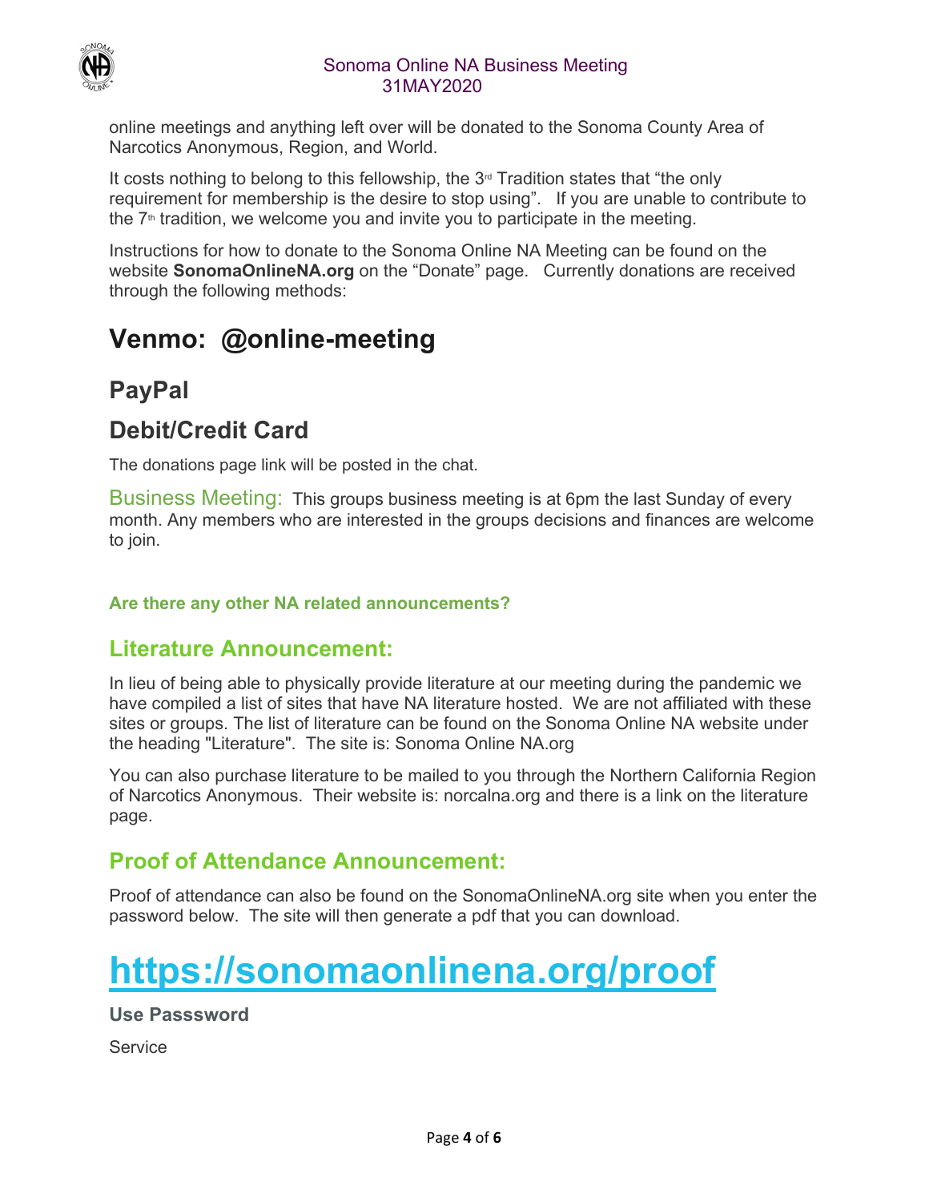online meetings and anything left over will be donated to the Sonoma County Area of Narcotics Anonymous, Region, and World.

It costs nothing to belong to this fellowship, the 3rd Tradition states that “the only requirement for membership is the desire to stop using”. If you are unable to contribute to the 7th tradition, we welcome you and invite you to participate in the meeting.

Instructions for how to donate to the Sonoma Online NA Meeting can be found on the website **SonomaOnlineNA.org** on the “Donate” page. Currently donations are received through the following methods:

# Venmo: @online-meeting

## PayPal

## Debit/Credit Card

The donations page link will be posted in the chat.

Business Meeting: This groups business meeting is at 6pm the last Sunday of every month. Any members who are interested in the groups decisions and finances are welcome to join.

**Are there any other NA related announcements?**

## Literature Announcement:

In lieu of being able to physically provide literature at our meeting during the pandemic we have compiled a list of sites that have NA literature hosted. We are not affiliated with these sites or groups. The list of literature can be found on the Sonoma Online NA website under the heading "Literature". The site is: Sonoma Online NA.org

You can also purchase literature to be mailed to you through the Northern California Region of Narcotics Anonymous. Their website is: norcalna.org and there is a link on the literature page.

## Proof of Attendance Announcement:

Proof of attendance can also be found on the SonomaOnlineNA.org site when you enter the password below. The site will then generate a pdf that you can download.

# https://sonomaonlinena.org/proof

**Use Passsword**

Service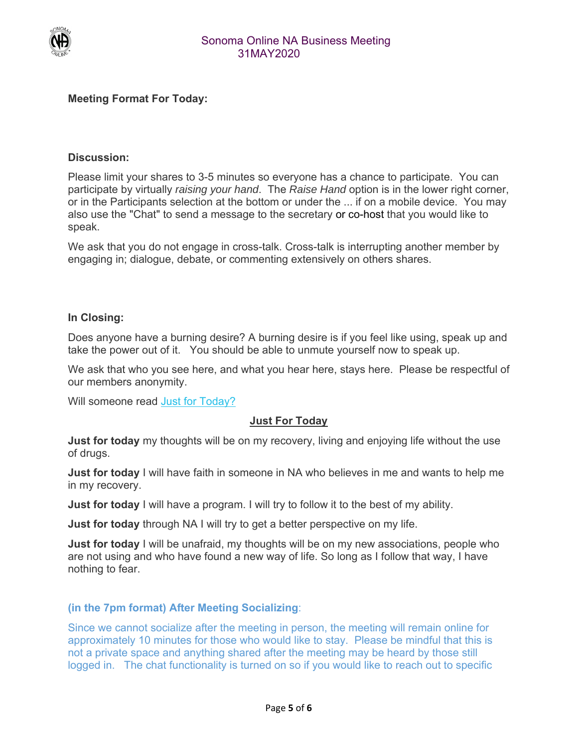**Meeting Format For Today:**

**Discussion:**

Please limit your shares to 3-5 minutes so everyone has a chance to participate. You can participate by virtually *raising your hand*. The *Raise Hand* option is in the lower right corner, or in the Participants selection at the bottom or under the ... if on a mobile device. You may also use the "Chat" to send a message to the secretary or co-host that you would like to speak.

We ask that you do not engage in cross-talk. Cross-talk is interrupting another member by engaging in; dialogue, debate, or commenting extensively on others shares.

**In Closing:**

Does anyone have a burning desire? A burning desire is if you feel like using, speak up and take the power out of it. You should be able to unmute yourself now to speak up.

We ask that who you see here, and what you hear here, stays here. Please be respectful of our members anonymity.

Will someone read Just for Today?

**Just For Today**

**Just for today** my thoughts will be on my recovery, living and enjoying life without the use of drugs.

**Just for today** I will have faith in someone in NA who believes in me and wants to help me in my recovery.

**Just for today** I will have a program. I will try to follow it to the best of my ability.

**Just for today** through NA I will try to get a better perspective on my life.

**Just for today** I will be unafraid, my thoughts will be on my new associations, people who are not using and who have found a new way of life. So long as I follow that way, I have nothing to fear.

**(in the 7pm format) After Meeting Socializing**:

Since we cannot socialize after the meeting in person, the meeting will remain online for approximately 10 minutes for those who would like to stay. Please be mindful that this is not a private space and anything shared after the meeting may be heard by those still logged in. The chat functionality is turned on so if you would like to reach out to specific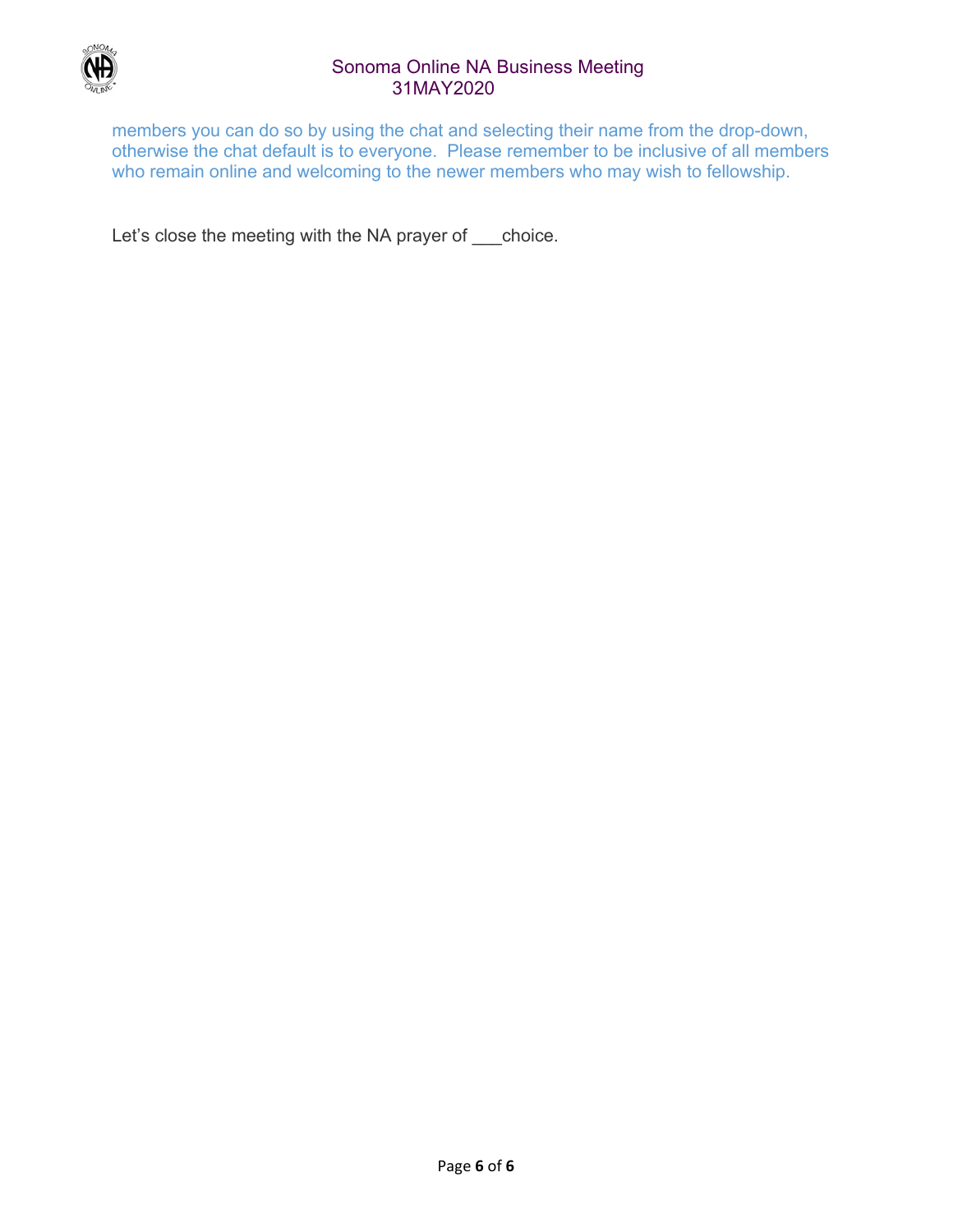members you can do so by using the chat and selecting their name from the drop-down, otherwise the chat default is to everyone.  Please remember to be inclusive of all members who remain online and welcoming to the newer members who may wish to fellowship.

Let's close the meeting with the NA prayer of ___choice.